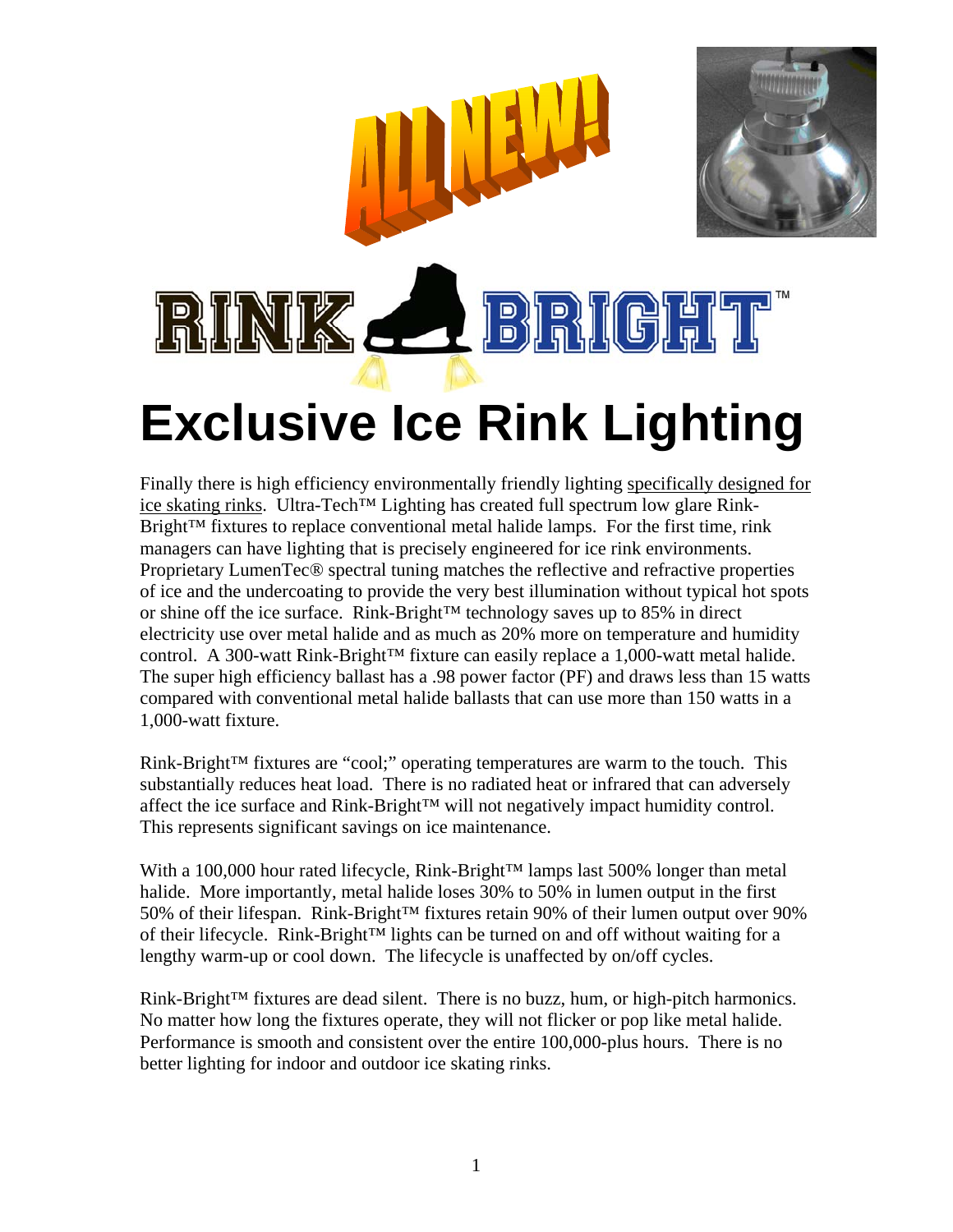ALL NEW!

RINK BRIGHT™

# Exclusive Ice Rink Lighting

Finally there is high efficiency environmentally friendly lighting specifically designed for ice skating rinks. Ultra-Tech™ Lighting has created full spectrum low glare Rink-Bright™ fixtures to replace conventional metal halide lamps. For the first time, rink managers can have lighting that is precisely engineered for ice rink environments. Proprietary LumenTec® spectral tuning matches the reflective and refractive properties of ice and the undercoating to provide the very best illumination without typical hot spots or shine off the ice surface. Rink-Bright™ technology saves up to 85% in direct electricity use over metal halide and as much as 20% more on temperature and humidity control. A 300-watt Rink-Bright™ fixture can easily replace a 1,000-watt metal halide. The super high efficiency ballast has a .98 power factor (PF) and draws less than 15 watts compared with conventional metal halide ballasts that can use more than 150 watts in a 1,000-watt fixture.

Rink-Bright™ fixtures are "cool;" operating temperatures are warm to the touch. This substantially reduces heat load. There is no radiated heat or infrared that can adversely affect the ice surface and Rink-Bright™ will not negatively impact humidity control. This represents significant savings on ice maintenance.

With a 100,000 hour rated lifecycle, Rink-Bright™ lamps last 500% longer than metal halide. More importantly, metal halide loses 30% to 50% in lumen output in the first 50% of their lifespan. Rink-Bright™ fixtures retain 90% of their lumen output over 90% of their lifecycle. Rink-Bright™ lights can be turned on and off without waiting for a lengthy warm-up or cool down. The lifecycle is unaffected by on/off cycles.

Rink-Bright™ fixtures are dead silent. There is no buzz, hum, or high-pitch harmonics. No matter how long the fixtures operate, they will not flicker or pop like metal halide. Performance is smooth and consistent over the entire 100,000-plus hours. There is no better lighting for indoor and outdoor ice skating rinks.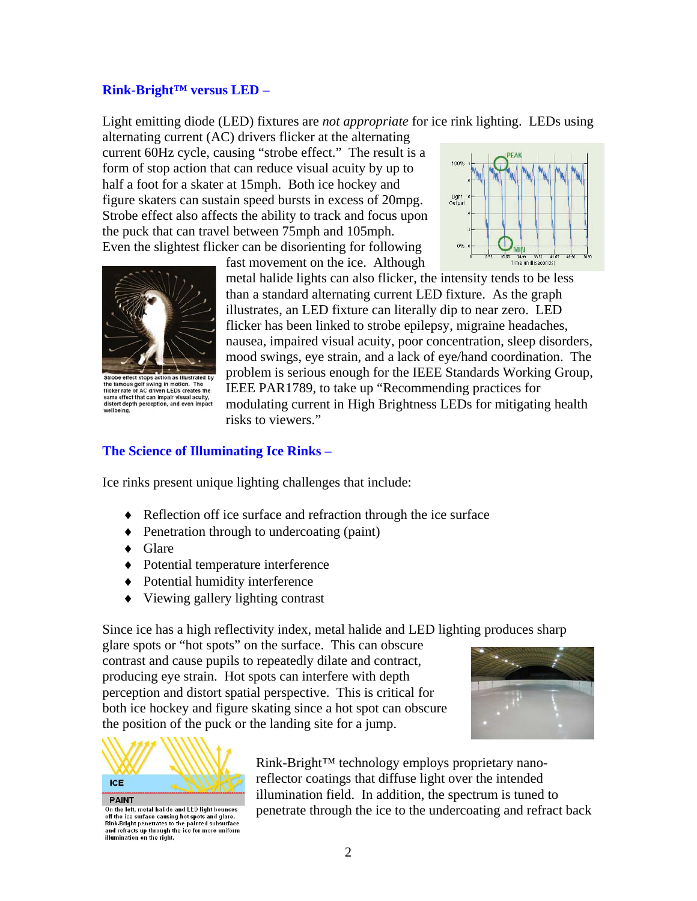## Rink-Bright™ versus LED –

Light emitting diode (LED) fixtures are *not appropriate* for ice rink lighting. LEDs using alternating current (AC) drivers flicker at the alternating current 60Hz cycle, causing "strobe effect." The result is a form of stop action that can reduce visual acuity by up to half a foot for a skater at 15mph. Both ice hockey and figure skaters can sustain speed bursts in excess of 20mpg. Strobe effect also affects the ability to track and focus upon the puck that can travel between 75mph and 105mph. Even the slightest flicker can be disorienting for following fast movement on the ice. Although metal halide lights can also flicker, the intensity tends to be less than a standard alternating current LED fixture. As the graph illustrates, an LED fixture can literally dip to near zero. LED flicker has been linked to strobe epilepsy, migraine headaches, nausea, impaired visual acuity, poor concentration, sleep disorders, mood swings, eye strain, and a lack of eye/hand coordination. The problem is serious enough for the IEEE Standards Working Group, IEEE PAR1789, to take up "Recommending practices for modulating current in High Brightness LEDs for mitigating health risks to viewers."

Strobe effect stops action as illustrated by the famous golf swing in motion. The flicker rate of AC driven LEDs creates the same effect that can impair visual acuity, distort depth perception, and even impact wellbeing.

## The Science of Illuminating Ice Rinks –

Ice rinks present unique lighting challenges that include:

- Reflection off ice surface and refraction through the ice surface
- Penetration through to undercoating (paint)
- Glare
- Potential temperature interference
- Potential humidity interference
- Viewing gallery lighting contrast

Since ice has a high reflectivity index, metal halide and LED lighting produces sharp glare spots or "hot spots" on the surface. This can obscure contrast and cause pupils to repeatedly dilate and contract, producing eye strain. Hot spots can interfere with depth perception and distort spatial perspective. This is critical for both ice hockey and figure skating since a hot spot can obscure the position of the puck or the landing site for a jump.

On the left, metal halide and LED light bounces off the ice surface causing hot spots and glare. Rink-Bright penetrates to the painted subsurface and refracts up through the ice for more uniform illumination on the right.

Rink-Bright™ technology employs proprietary nano-reflector coatings that diffuse light over the intended illumination field. In addition, the spectrum is tuned to penetrate through the ice to the undercoating and refract back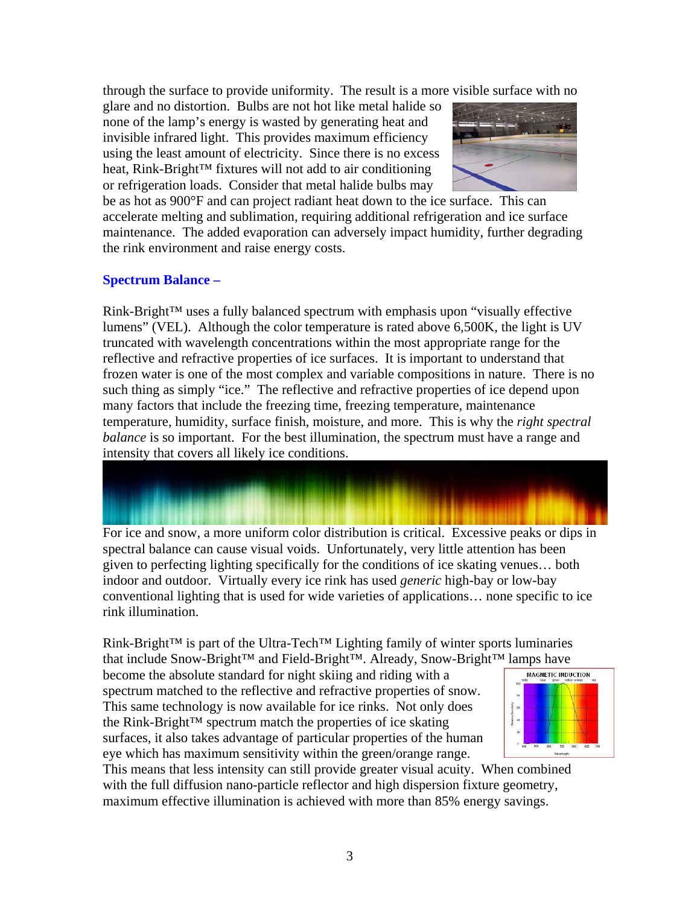through the surface to provide uniformity. The result is a more visible surface with no glare and no distortion. Bulbs are not hot like metal halide so none of the lamp's energy is wasted by generating heat and invisible infrared light. This provides maximum efficiency using the least amount of electricity. Since there is no excess heat, Rink-Bright™ fixtures will not add to air conditioning or refrigeration loads. Consider that metal halide bulbs may be as hot as 900°F and can project radiant heat down to the ice surface. This can accelerate melting and sublimation, requiring additional refrigeration and ice surface maintenance. The added evaporation can adversely impact humidity, further degrading the rink environment and raise energy costs.

## Spectrum Balance –

Rink-Bright™ uses a fully balanced spectrum with emphasis upon "visually effective lumens" (VEL). Although the color temperature is rated above 6,500K, the light is UV truncated with wavelength concentrations within the most appropriate range for the reflective and refractive properties of ice surfaces. It is important to understand that frozen water is one of the most complex and variable compositions in nature. There is no such thing as simply "ice." The reflective and refractive properties of ice depend upon many factors that include the freezing time, freezing temperature, maintenance temperature, humidity, surface finish, moisture, and more. This is why the *right spectral balance* is so important. For the best illumination, the spectrum must have a range and intensity that covers all likely ice conditions.

For ice and snow, a more uniform color distribution is critical. Excessive peaks or dips in spectral balance can cause visual voids. Unfortunately, very little attention has been given to perfecting lighting specifically for the conditions of ice skating venues… both indoor and outdoor. Virtually every ice rink has used *generic* high-bay or low-bay conventional lighting that is used for wide varieties of applications… none specific to ice rink illumination.

Rink-Bright™ is part of the Ultra-Tech™ Lighting family of winter sports luminaries that include Snow-Bright™ and Field-Bright™. Already, Snow-Bright™ lamps have become the absolute standard for night skiing and riding with a spectrum matched to the reflective and refractive properties of snow. This same technology is now available for ice rinks. Not only does the Rink-Bright™ spectrum match the properties of ice skating surfaces, it also takes advantage of particular properties of the human eye which has maximum sensitivity within the green/orange range. This means that less intensity can still provide greater visual acuity. When combined with the full diffusion nano-particle reflector and high dispersion fixture geometry, maximum effective illumination is achieved with more than 85% energy savings.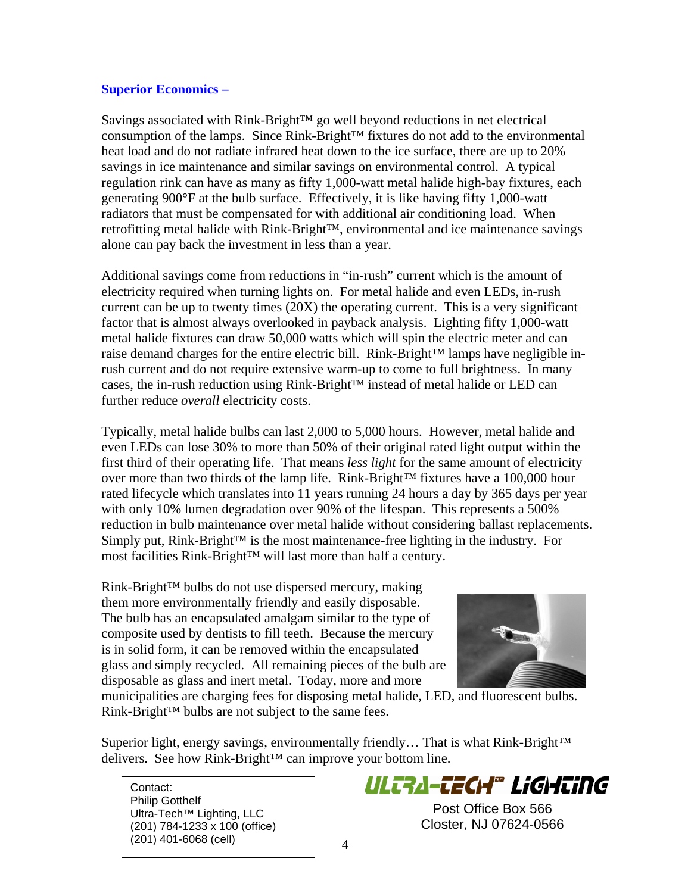**Superior Economics –**

Savings associated with Rink-Bright™ go well beyond reductions in net electrical consumption of the lamps. Since Rink-Bright™ fixtures do not add to the environmental heat load and do not radiate infrared heat down to the ice surface, there are up to 20% savings in ice maintenance and similar savings on environmental control. A typical regulation rink can have as many as fifty 1,000-watt metal halide high-bay fixtures, each generating 900°F at the bulb surface. Effectively, it is like having fifty 1,000-watt radiators that must be compensated for with additional air conditioning load. When retrofitting metal halide with Rink-Bright™, environmental and ice maintenance savings alone can pay back the investment in less than a year.

Additional savings come from reductions in "in-rush" current which is the amount of electricity required when turning lights on. For metal halide and even LEDs, in-rush current can be up to twenty times (20X) the operating current. This is a very significant factor that is almost always overlooked in payback analysis. Lighting fifty 1,000-watt metal halide fixtures can draw 50,000 watts which will spin the electric meter and can raise demand charges for the entire electric bill. Rink-Bright™ lamps have negligible in-rush current and do not require extensive warm-up to come to full brightness. In many cases, the in-rush reduction using Rink-Bright™ instead of metal halide or LED can further reduce *overall* electricity costs.

Typically, metal halide bulbs can last 2,000 to 5,000 hours. However, metal halide and even LEDs can lose 30% to more than 50% of their original rated light output within the first third of their operating life. That means *less light* for the same amount of electricity over more than two thirds of the lamp life. Rink-Bright™ fixtures have a 100,000 hour rated lifecycle which translates into 11 years running 24 hours a day by 365 days per year with only 10% lumen degradation over 90% of the lifespan. This represents a 500% reduction in bulb maintenance over metal halide without considering ballast replacements. Simply put, Rink-Bright™ is the most maintenance-free lighting in the industry. For most facilities Rink-Bright™ will last more than half a century.

Rink-Bright™ bulbs do not use dispersed mercury, making them more environmentally friendly and easily disposable. The bulb has an encapsulated amalgam similar to the type of composite used by dentists to fill teeth. Because the mercury is in solid form, it can be removed within the encapsulated glass and simply recycled. All remaining pieces of the bulb are disposable as glass and inert metal. Today, more and more municipalities are charging fees for disposing metal halide, LED, and fluorescent bulbs. Rink-Bright™ bulbs are not subject to the same fees.

Superior light, energy savings, environmentally friendly… That is what Rink-Bright™ delivers. See how Rink-Bright™ can improve your bottom line.

Contact:
Philip Gotthelf
Ultra-Tech™ Lighting, LLC
(201) 784-1233 x 100 (office)
(201) 401-6068 (cell)

ULTRA-TECH™ LIGHTING

Post Office Box 566
Closter, NJ 07624-0566